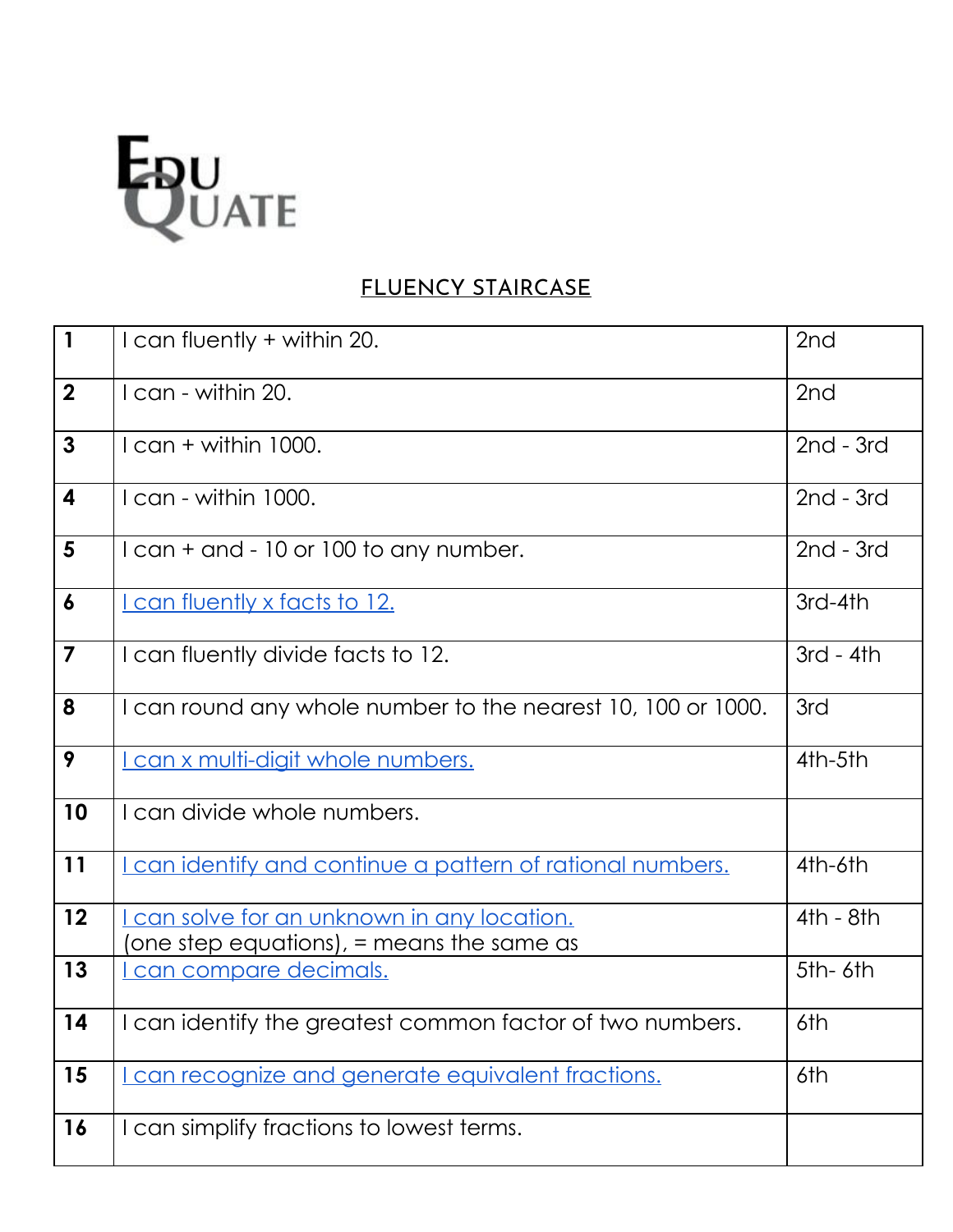EDU QUATE

## FLUENCY STAIRCASE

| | | |
|---|---|---|
| **1** | I can fluently + within 20. | 2nd |
| **2** | I can - within 20. | 2nd |
| **3** | I can + within 1000. | 2nd - 3rd |
| **4** | I can - within 1000. | 2nd - 3rd |
| **5** | I can + and - 10 or 100 to any number. | 2nd - 3rd |
| **6** | I can fluently x facts to 12. | 3rd-4th |
| **7** | I can fluently divide facts to 12. | 3rd - 4th |
| **8** | I can round any whole number to the nearest 10, 100 or 1000. | 3rd |
| **9** | I can x multi-digit whole numbers. | 4th-5th |
| **10** | I can divide whole numbers. | |
| **11** | I can identify and continue a pattern of rational numbers. | 4th-6th |
| **12** | I can solve for an unknown in any location. (one step equations), = means the same as | 4th - 8th |
| **13** | I can compare decimals. | 5th- 6th |
| **14** | I can identify the greatest common factor of two numbers. | 6th |
| **15** | I can recognize and generate equivalent fractions. | 6th |
| **16** | I can simplify fractions to lowest terms. | |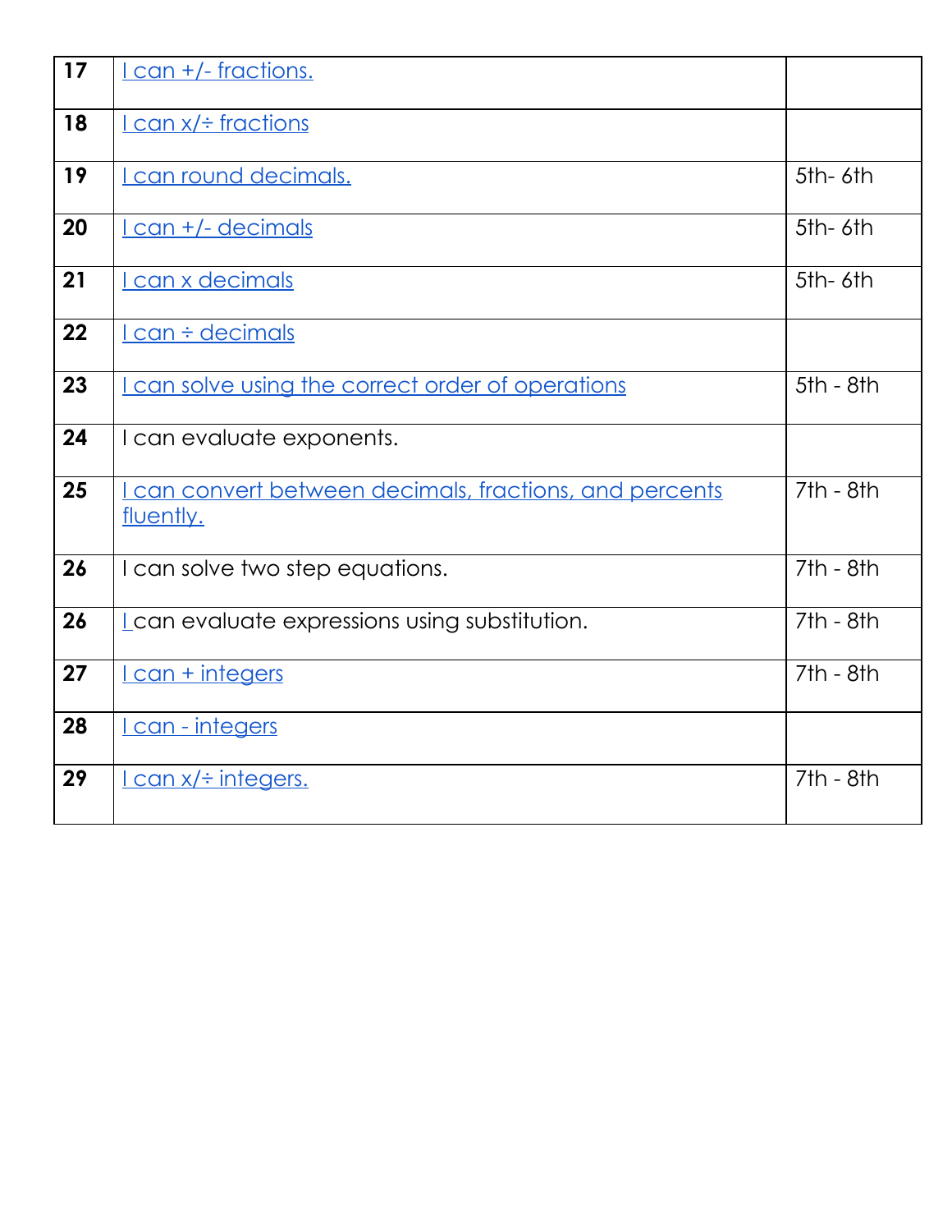| | | |
|---|---|---|
| **17** | I can +/- fractions. | |
| **18** | I can x/÷ fractions | |
| **19** | I can round decimals. | 5th- 6th |
| **20** | I can +/- decimals | 5th- 6th |
| **21** | I can x decimals | 5th- 6th |
| **22** | I can ÷ decimals | |
| **23** | I can solve using the correct order of operations | 5th - 8th |
| **24** | I can evaluate exponents. | |
| **25** | I can convert between decimals, fractions, and percents fluently. | 7th - 8th |
| **26** | I can solve two step equations. | 7th - 8th |
| **26** | I can evaluate expressions using substitution. | 7th - 8th |
| **27** | I can + integers | 7th - 8th |
| **28** | I can - integers | |
| **29** | I can x/÷ integers. | 7th - 8th |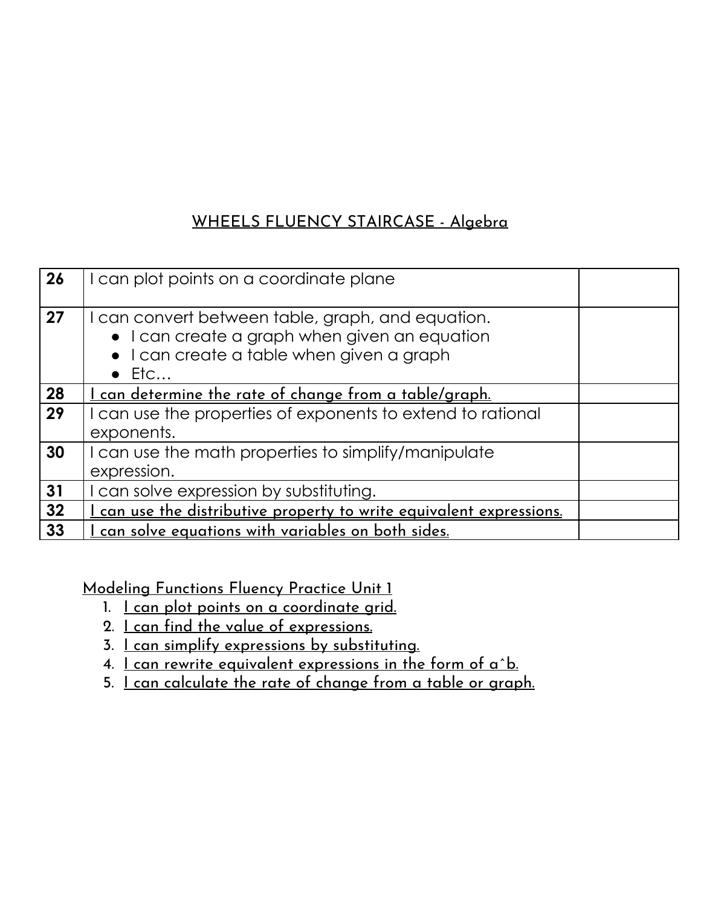## WHEELS FLUENCY STAIRCASE - Algebra

| | | |
|---|---|---|
| **26** | I can plot points on a coordinate plane | |
| **27** | I can convert between table, graph, and equation.<br>• I can create a graph when given an equation<br>• I can create a table when given a graph<br>• Etc… | |
| **28** | I can determine the rate of change from a table/graph. | |
| **29** | I can use the properties of exponents to extend to rational exponents. | |
| **30** | I can use the math properties to simplify/manipulate expression. | |
| **31** | I can solve expression by substituting. | |
| **32** | I can use the distributive property to write equivalent expressions. | |
| **33** | I can solve equations with variables on both sides. | |

Modeling Functions Fluency Practice Unit 1

1. I can plot points on a coordinate grid.
2. I can find the value of expressions.
3. I can simplify expressions by substituting.
4. I can rewrite equivalent expressions in the form of a^b.
5. I can calculate the rate of change from a table or graph.